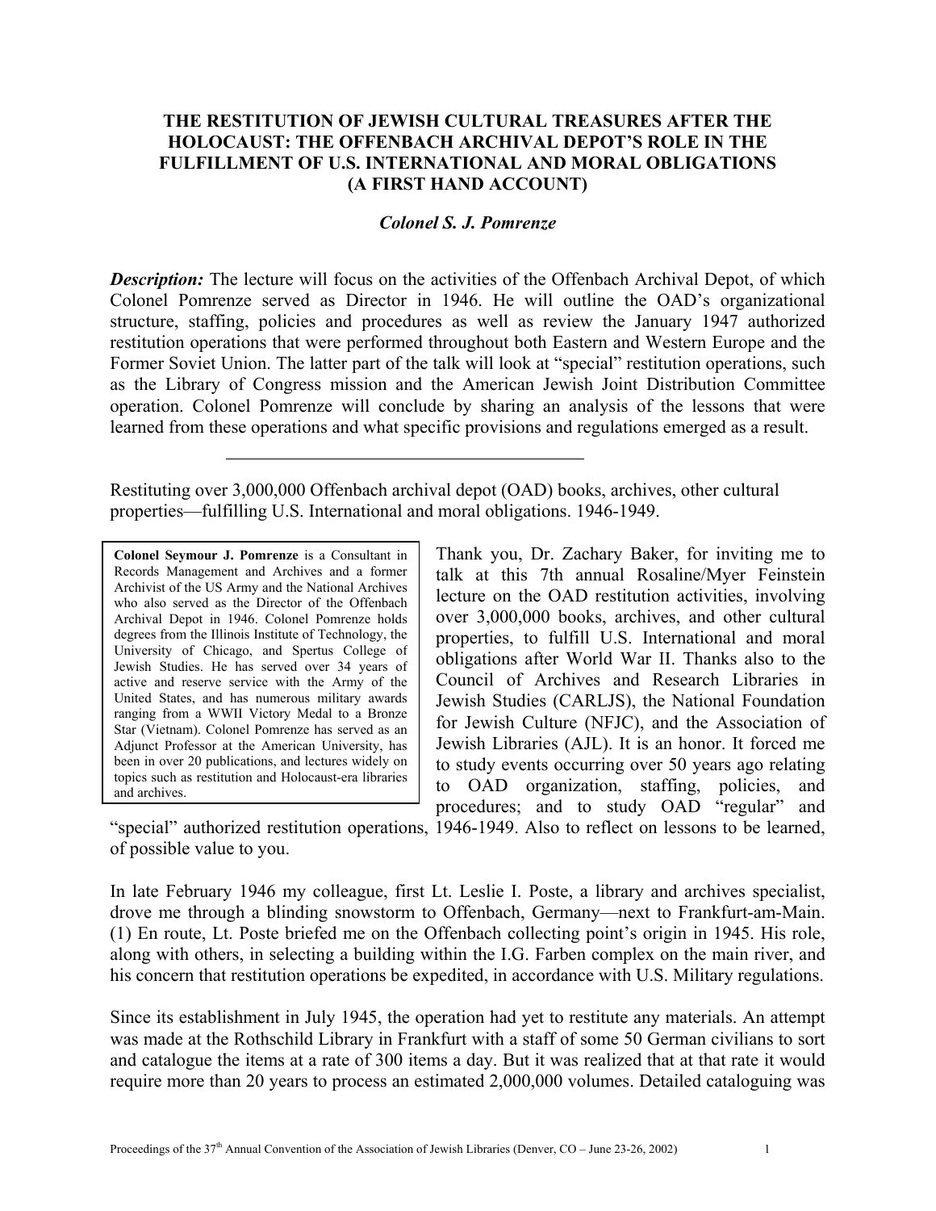# THE RESTITUTION OF JEWISH CULTURAL TREASURES AFTER THE HOLOCAUST: THE OFFENBACH ARCHIVAL DEPOT'S ROLE IN THE FULFILLMENT OF U.S. INTERNATIONAL AND MORAL OBLIGATIONS (A FIRST HAND ACCOUNT)

***Colonel S. J. Pomrenze***

***Description:*** The lecture will focus on the activities of the Offenbach Archival Depot, of which Colonel Pomrenze served as Director in 1946. He will outline the OAD's organizational structure, staffing, policies and procedures as well as review the January 1947 authorized restitution operations that were performed throughout both Eastern and Western Europe and the Former Soviet Union. The latter part of the talk will look at "special" restitution operations, such as the Library of Congress mission and the American Jewish Joint Distribution Committee operation. Colonel Pomrenze will conclude by sharing an analysis of the lessons that were learned from these operations and what specific provisions and regulations emerged as a result.

---

Restituting over 3,000,000 Offenbach archival depot (OAD) books, archives, other cultural properties—fulfilling U.S. International and moral obligations. 1946-1949.

> **Colonel Seymour J. Pomrenze** is a Consultant in Records Management and Archives and a former Archivist of the US Army and the National Archives who also served as the Director of the Offenbach Archival Depot in 1946. Colonel Pomrenze holds degrees from the Illinois Institute of Technology, the University of Chicago, and Spertus College of Jewish Studies. He has served over 34 years of active and reserve service with the Army of the United States, and has numerous military awards ranging from a WWII Victory Medal to a Bronze Star (Vietnam). Colonel Pomrenze has served as an Adjunct Professor at the American University, has been in over 20 publications, and lectures widely on topics such as restitution and Holocaust-era libraries and archives.

Thank you, Dr. Zachary Baker, for inviting me to talk at this 7th annual Rosaline/Myer Feinstein lecture on the OAD restitution activities, involving over 3,000,000 books, archives, and other cultural properties, to fulfill U.S. International and moral obligations after World War II. Thanks also to the Council of Archives and Research Libraries in Jewish Studies (CARLJS), the National Foundation for Jewish Culture (NFJC), and the Association of Jewish Libraries (AJL). It is an honor. It forced me to study events occurring over 50 years ago relating to OAD organization, staffing, policies, and procedures; and to study OAD "regular" and "special" authorized restitution operations, 1946-1949. Also to reflect on lessons to be learned, of possible value to you.

In late February 1946 my colleague, first Lt. Leslie I. Poste, a library and archives specialist, drove me through a blinding snowstorm to Offenbach, Germany—next to Frankfurt-am-Main. (1) En route, Lt. Poste briefed me on the Offenbach collecting point's origin in 1945. His role, along with others, in selecting a building within the I.G. Farben complex on the main river, and his concern that restitution operations be expedited, in accordance with U.S. Military regulations.

Since its establishment in July 1945, the operation had yet to restitute any materials. An attempt was made at the Rothschild Library in Frankfurt with a staff of some 50 German civilians to sort and catalogue the items at a rate of 300 items a day. But it was realized that at that rate it would require more than 20 years to process an estimated 2,000,000 volumes. Detailed cataloguing was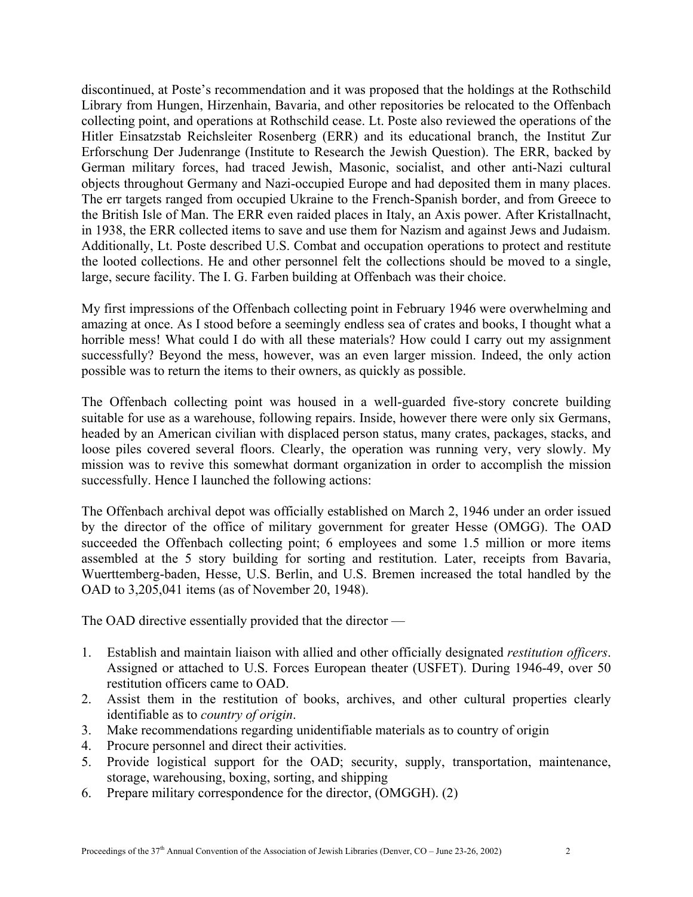discontinued, at Poste's recommendation and it was proposed that the holdings at the Rothschild Library from Hungen, Hirzenhain, Bavaria, and other repositories be relocated to the Offenbach collecting point, and operations at Rothschild cease. Lt. Poste also reviewed the operations of the Hitler Einsatzstab Reichsleiter Rosenberg (ERR) and its educational branch, the Institut Zur Erforschung Der Judenrange (Institute to Research the Jewish Question). The ERR, backed by German military forces, had traced Jewish, Masonic, socialist, and other anti-Nazi cultural objects throughout Germany and Nazi-occupied Europe and had deposited them in many places. The err targets ranged from occupied Ukraine to the French-Spanish border, and from Greece to the British Isle of Man. The ERR even raided places in Italy, an Axis power. After Kristallnacht, in 1938, the ERR collected items to save and use them for Nazism and against Jews and Judaism. Additionally, Lt. Poste described U.S. Combat and occupation operations to protect and restitute the looted collections. He and other personnel felt the collections should be moved to a single, large, secure facility. The I. G. Farben building at Offenbach was their choice.

My first impressions of the Offenbach collecting point in February 1946 were overwhelming and amazing at once. As I stood before a seemingly endless sea of crates and books, I thought what a horrible mess! What could I do with all these materials? How could I carry out my assignment successfully? Beyond the mess, however, was an even larger mission. Indeed, the only action possible was to return the items to their owners, as quickly as possible.

The Offenbach collecting point was housed in a well-guarded five-story concrete building suitable for use as a warehouse, following repairs. Inside, however there were only six Germans, headed by an American civilian with displaced person status, many crates, packages, stacks, and loose piles covered several floors. Clearly, the operation was running very, very slowly. My mission was to revive this somewhat dormant organization in order to accomplish the mission successfully. Hence I launched the following actions:

The Offenbach archival depot was officially established on March 2, 1946 under an order issued by the director of the office of military government for greater Hesse (OMGG). The OAD succeeded the Offenbach collecting point; 6 employees and some 1.5 million or more items assembled at the 5 story building for sorting and restitution. Later, receipts from Bavaria, Wuerttemberg-baden, Hesse, U.S. Berlin, and U.S. Bremen increased the total handled by the OAD to 3,205,041 items (as of November 20, 1948).

The OAD directive essentially provided that the director —

1. Establish and maintain liaison with allied and other officially designated *restitution officers*. Assigned or attached to U.S. Forces European theater (USFET). During 1946-49, over 50 restitution officers came to OAD.
2. Assist them in the restitution of books, archives, and other cultural properties clearly identifiable as to *country of origin*.
3. Make recommendations regarding unidentifiable materials as to country of origin
4. Procure personnel and direct their activities.
5. Provide logistical support for the OAD; security, supply, transportation, maintenance, storage, warehousing, boxing, sorting, and shipping
6. Prepare military correspondence for the director, (OMGGH). (2)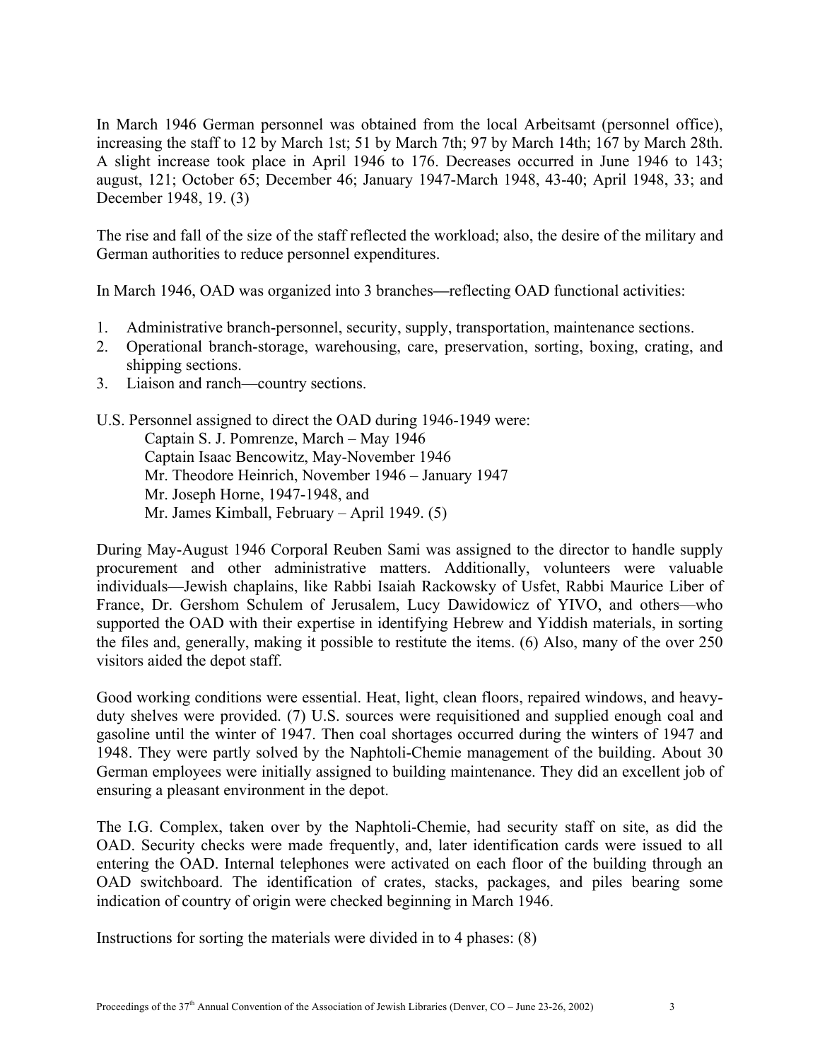In March 1946 German personnel was obtained from the local Arbeitsamt (personnel office), increasing the staff to 12 by March 1st; 51 by March 7th; 97 by March 14th; 167 by March 28th. A slight increase took place in April 1946 to 176. Decreases occurred in June 1946 to 143; august, 121; October 65; December 46; January 1947-March 1948, 43-40; April 1948, 33; and December 1948, 19. (3)

The rise and fall of the size of the staff reflected the workload; also, the desire of the military and German authorities to reduce personnel expenditures.

In March 1946, OAD was organized into 3 branches—reflecting OAD functional activities:

1. Administrative branch-personnel, security, supply, transportation, maintenance sections.
2. Operational branch-storage, warehousing, care, preservation, sorting, boxing, crating, and shipping sections.
3. Liaison and ranch—country sections.

U.S. Personnel assigned to direct the OAD during 1946-1949 were:

Captain S. J. Pomrenze, March – May 1946
Captain Isaac Bencowitz, May-November 1946
Mr. Theodore Heinrich, November 1946 – January 1947
Mr. Joseph Horne, 1947-1948, and
Mr. James Kimball, February – April 1949. (5)

During May-August 1946 Corporal Reuben Sami was assigned to the director to handle supply procurement and other administrative matters. Additionally, volunteers were valuable individuals—Jewish chaplains, like Rabbi Isaiah Rackowsky of Usfet, Rabbi Maurice Liber of France, Dr. Gershom Schulem of Jerusalem, Lucy Dawidowicz of YIVO, and others—who supported the OAD with their expertise in identifying Hebrew and Yiddish materials, in sorting the files and, generally, making it possible to restitute the items. (6) Also, many of the over 250 visitors aided the depot staff.

Good working conditions were essential. Heat, light, clean floors, repaired windows, and heavy-duty shelves were provided. (7) U.S. sources were requisitioned and supplied enough coal and gasoline until the winter of 1947. Then coal shortages occurred during the winters of 1947 and 1948. They were partly solved by the Naphtoli-Chemie management of the building. About 30 German employees were initially assigned to building maintenance. They did an excellent job of ensuring a pleasant environment in the depot.

The I.G. Complex, taken over by the Naphtoli-Chemie, had security staff on site, as did the OAD. Security checks were made frequently, and, later identification cards were issued to all entering the OAD. Internal telephones were activated on each floor of the building through an OAD switchboard. The identification of crates, stacks, packages, and piles bearing some indication of country of origin were checked beginning in March 1946.

Instructions for sorting the materials were divided in to 4 phases: (8)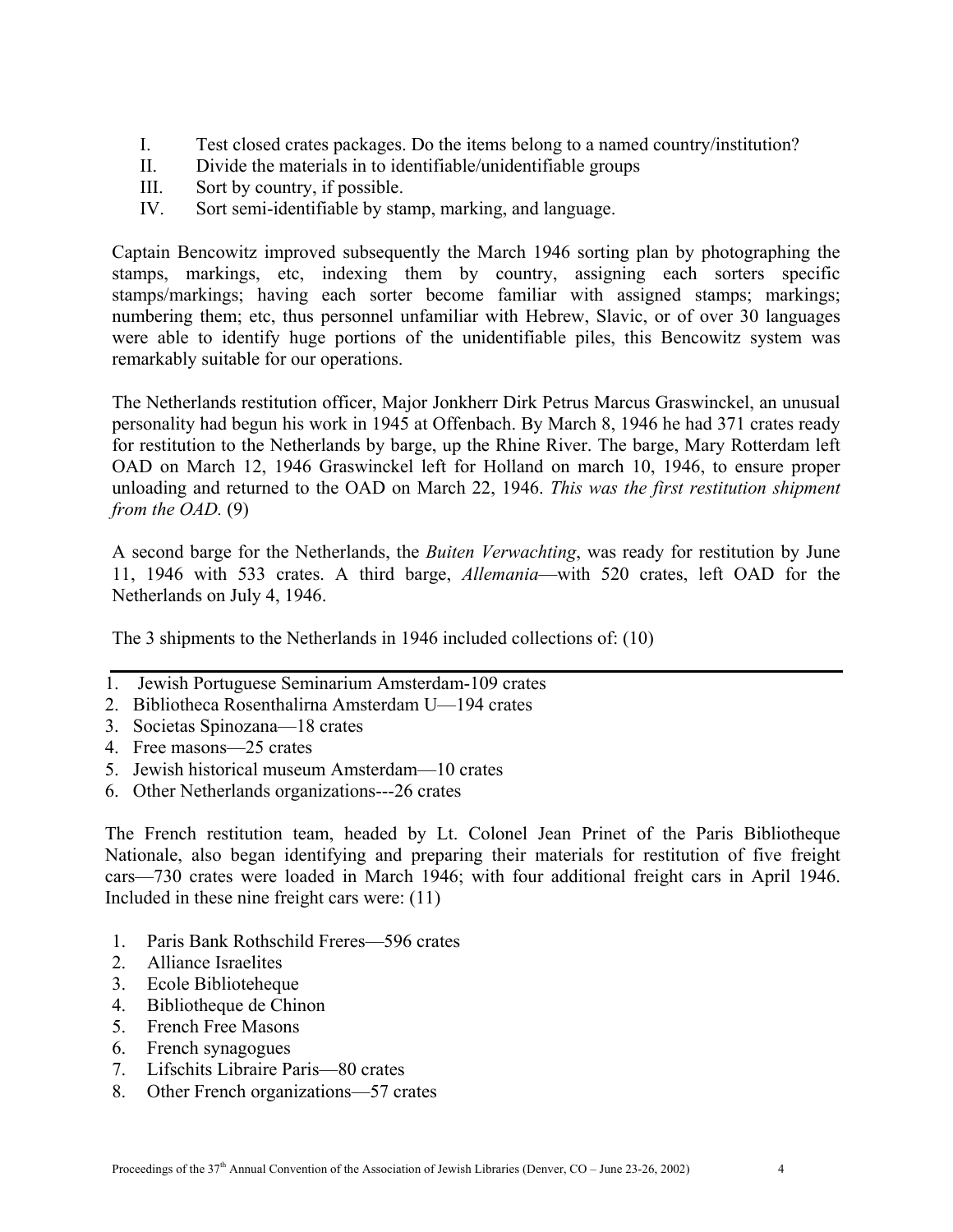I. Test closed crates packages. Do the items belong to a named country/institution?
II. Divide the materials in to identifiable/unidentifiable groups
III. Sort by country, if possible.
IV. Sort semi-identifiable by stamp, marking, and language.

Captain Bencowitz improved subsequently the March 1946 sorting plan by photographing the stamps, markings, etc, indexing them by country, assigning each sorters specific stamps/markings; having each sorter become familiar with assigned stamps; markings; numbering them; etc, thus personnel unfamiliar with Hebrew, Slavic, or of over 30 languages were able to identify huge portions of the unidentifiable piles, this Bencowitz system was remarkably suitable for our operations.

The Netherlands restitution officer, Major Jonkherr Dirk Petrus Marcus Graswinckel, an unusual personality had begun his work in 1945 at Offenbach. By March 8, 1946 he had 371 crates ready for restitution to the Netherlands by barge, up the Rhine River. The barge, Mary Rotterdam left OAD on March 12, 1946 Graswinckel left for Holland on march 10, 1946, to ensure proper unloading and returned to the OAD on March 22, 1946. *This was the first restitution shipment from the OAD.* (9)

A second barge for the Netherlands, the *Buiten Verwachting*, was ready for restitution by June 11, 1946 with 533 crates. A third barge, *Allemania*—with 520 crates, left OAD for the Netherlands on July 4, 1946.

The 3 shipments to the Netherlands in 1946 included collections of: (10)

---

1. Jewish Portuguese Seminarium Amsterdam-109 crates
2. Bibliotheca Rosenthalirna Amsterdam U—194 crates
3. Societas Spinozana—18 crates
4. Free masons—25 crates
5. Jewish historical museum Amsterdam—10 crates
6. Other Netherlands organizations---26 crates

The French restitution team, headed by Lt. Colonel Jean Prinet of the Paris Bibliotheque Nationale, also began identifying and preparing their materials for restitution of five freight cars—730 crates were loaded in March 1946; with four additional freight cars in April 1946. Included in these nine freight cars were: (11)

1. Paris Bank Rothschild Freres—596 crates
2. Alliance Israelites
3. Ecole Biblioteheque
4. Bibliotheque de Chinon
5. French Free Masons
6. French synagogues
7. Lifschits Libraire Paris—80 crates
8. Other French organizations—57 crates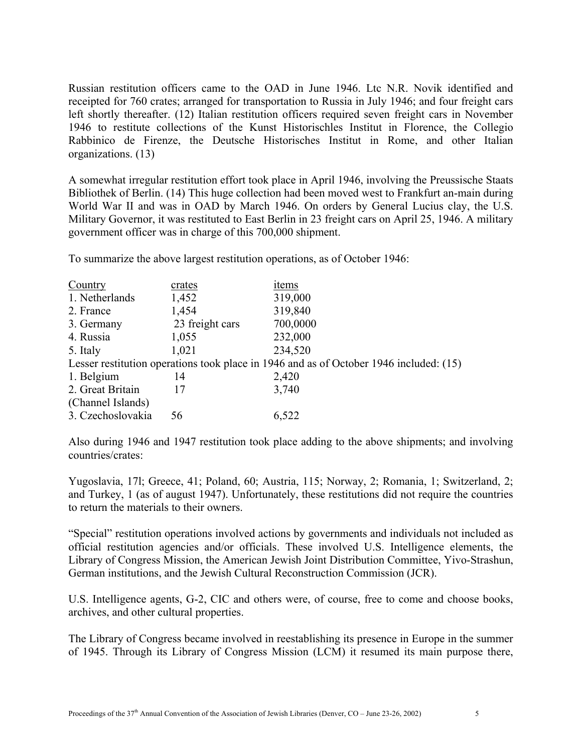Russian restitution officers came to the OAD in June 1946. Ltc N.R. Novik identified and receipted for 760 crates; arranged for transportation to Russia in July 1946; and four freight cars left shortly thereafter. (12) Italian restitution officers required seven freight cars in November 1946 to restitute collections of the Kunst Historischles Institut in Florence, the Collegio Rabbinico de Firenze, the Deutsche Historisches Institut in Rome, and other Italian organizations. (13)

A somewhat irregular restitution effort took place in April 1946, involving the Preussische Staats Bibliothek of Berlin. (14) This huge collection had been moved west to Frankfurt an-main during World War II and was in OAD by March 1946. On orders by General Lucius clay, the U.S. Military Governor, it was restituted to East Berlin in 23 freight cars on April 25, 1946. A military government officer was in charge of this 700,000 shipment.

To summarize the above largest restitution operations, as of October 1946:

| Country | crates | items |
|---|---|---|
| 1. Netherlands | 1,452 | 319,000 |
| 2. France | 1,454 | 319,840 |
| 3. Germany | 23 freight cars | 700,0000 |
| 4. Russia | 1,055 | 232,000 |
| 5. Italy | 1,021 | 234,520 |
| Lesser restitution operations took place in 1946 and as of October 1946 included: (15) | | |
| 1. Belgium | 14 | 2,420 |
| 2. Great Britain (Channel Islands) | 17 | 3,740 |
| 3. Czechoslovakia | 56 | 6,522 |

Also during 1946 and 1947 restitution took place adding to the above shipments; and involving countries/crates:

Yugoslavia, 17l; Greece, 41; Poland, 60; Austria, 115; Norway, 2; Romania, 1; Switzerland, 2; and Turkey, 1 (as of august 1947). Unfortunately, these restitutions did not require the countries to return the materials to their owners.

"Special" restitution operations involved actions by governments and individuals not included as official restitution agencies and/or officials. These involved U.S. Intelligence elements, the Library of Congress Mission, the American Jewish Joint Distribution Committee, Yivo-Strashun, German institutions, and the Jewish Cultural Reconstruction Commission (JCR).

U.S. Intelligence agents, G-2, CIC and others were, of course, free to come and choose books, archives, and other cultural properties.

The Library of Congress became involved in reestablishing its presence in Europe in the summer of 1945. Through its Library of Congress Mission (LCM) it resumed its main purpose there,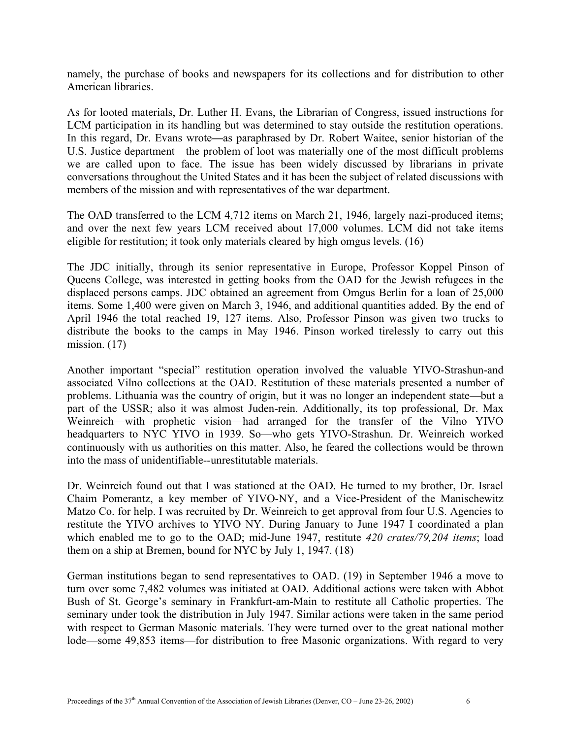namely, the purchase of books and newspapers for its collections and for distribution to other American libraries.

As for looted materials, Dr. Luther H. Evans, the Librarian of Congress, issued instructions for LCM participation in its handling but was determined to stay outside the restitution operations. In this regard, Dr. Evans wrote—as paraphrased by Dr. Robert Waitee, senior historian of the U.S. Justice department—the problem of loot was materially one of the most difficult problems we are called upon to face. The issue has been widely discussed by librarians in private conversations throughout the United States and it has been the subject of related discussions with members of the mission and with representatives of the war department.

The OAD transferred to the LCM 4,712 items on March 21, 1946, largely nazi-produced items; and over the next few years LCM received about 17,000 volumes. LCM did not take items eligible for restitution; it took only materials cleared by high omgus levels. (16)

The JDC initially, through its senior representative in Europe, Professor Koppel Pinson of Queens College, was interested in getting books from the OAD for the Jewish refugees in the displaced persons camps. JDC obtained an agreement from Omgus Berlin for a loan of 25,000 items. Some 1,400 were given on March 3, 1946, and additional quantities added. By the end of April 1946 the total reached 19, 127 items. Also, Professor Pinson was given two trucks to distribute the books to the camps in May 1946. Pinson worked tirelessly to carry out this mission. (17)

Another important "special" restitution operation involved the valuable YIVO-Strashun-and associated Vilno collections at the OAD. Restitution of these materials presented a number of problems. Lithuania was the country of origin, but it was no longer an independent state—but a part of the USSR; also it was almost Juden-rein. Additionally, its top professional, Dr. Max Weinreich—with prophetic vision—had arranged for the transfer of the Vilno YIVO headquarters to NYC YIVO in 1939. So—who gets YIVO-Strashun. Dr. Weinreich worked continuously with us authorities on this matter. Also, he feared the collections would be thrown into the mass of unidentifiable--unrestitutable materials.

Dr. Weinreich found out that I was stationed at the OAD. He turned to my brother, Dr. Israel Chaim Pomerantz, a key member of YIVO-NY, and a Vice-President of the Manischewitz Matzo Co. for help. I was recruited by Dr. Weinreich to get approval from four U.S. Agencies to restitute the YIVO archives to YIVO NY. During January to June 1947 I coordinated a plan which enabled me to go to the OAD; mid-June 1947, restitute *420 crates/79,204 items*; load them on a ship at Bremen, bound for NYC by July 1, 1947. (18)

German institutions began to send representatives to OAD. (19) in September 1946 a move to turn over some 7,482 volumes was initiated at OAD. Additional actions were taken with Abbot Bush of St. George's seminary in Frankfurt-am-Main to restitute all Catholic properties. The seminary under took the distribution in July 1947. Similar actions were taken in the same period with respect to German Masonic materials. They were turned over to the great national mother lode—some 49,853 items—for distribution to free Masonic organizations. With regard to very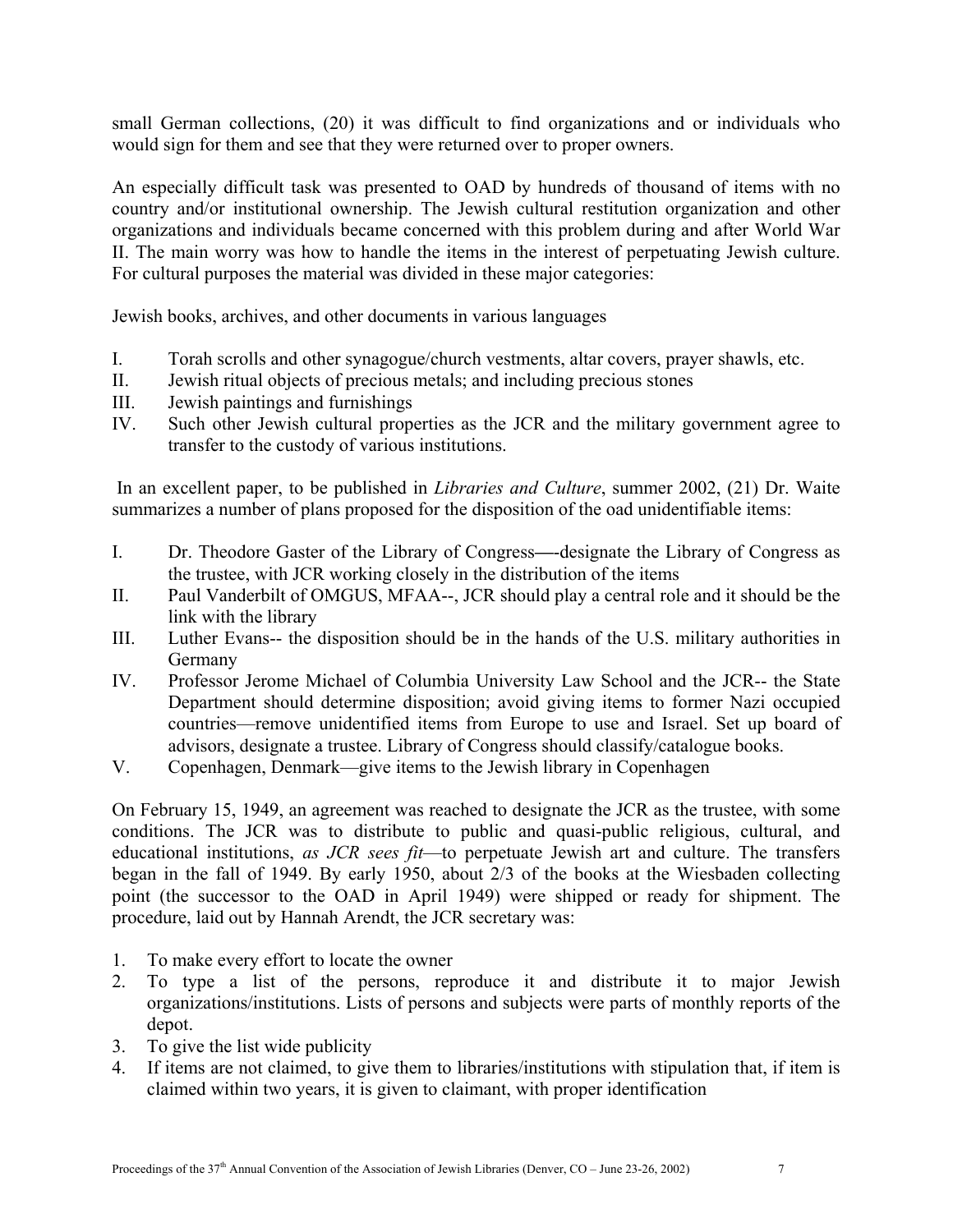small German collections, (20) it was difficult to find organizations and or individuals who would sign for them and see that they were returned over to proper owners.

An especially difficult task was presented to OAD by hundreds of thousand of items with no country and/or institutional ownership. The Jewish cultural restitution organization and other organizations and individuals became concerned with this problem during and after World War II. The main worry was how to handle the items in the interest of perpetuating Jewish culture. For cultural purposes the material was divided in these major categories:

Jewish books, archives, and other documents in various languages

I. Torah scrolls and other synagogue/church vestments, altar covers, prayer shawls, etc.
II. Jewish ritual objects of precious metals; and including precious stones
III. Jewish paintings and furnishings
IV. Such other Jewish cultural properties as the JCR and the military government agree to transfer to the custody of various institutions.

In an excellent paper, to be published in *Libraries and Culture*, summer 2002, (21) Dr. Waite summarizes a number of plans proposed for the disposition of the oad unidentifiable items:

I. Dr. Theodore Gaster of the Library of Congress—-designate the Library of Congress as the trustee, with JCR working closely in the distribution of the items
II. Paul Vanderbilt of OMGUS, MFAA--, JCR should play a central role and it should be the link with the library
III. Luther Evans-- the disposition should be in the hands of the U.S. military authorities in Germany
IV. Professor Jerome Michael of Columbia University Law School and the JCR-- the State Department should determine disposition; avoid giving items to former Nazi occupied countries—remove unidentified items from Europe to use and Israel. Set up board of advisors, designate a trustee. Library of Congress should classify/catalogue books.
V. Copenhagen, Denmark—give items to the Jewish library in Copenhagen

On February 15, 1949, an agreement was reached to designate the JCR as the trustee, with some conditions. The JCR was to distribute to public and quasi-public religious, cultural, and educational institutions, *as JCR sees fit*—to perpetuate Jewish art and culture. The transfers began in the fall of 1949. By early 1950, about 2/3 of the books at the Wiesbaden collecting point (the successor to the OAD in April 1949) were shipped or ready for shipment. The procedure, laid out by Hannah Arendt, the JCR secretary was:

1. To make every effort to locate the owner
2. To type a list of the persons, reproduce it and distribute it to major Jewish organizations/institutions. Lists of persons and subjects were parts of monthly reports of the depot.
3. To give the list wide publicity
4. If items are not claimed, to give them to libraries/institutions with stipulation that, if item is claimed within two years, it is given to claimant, with proper identification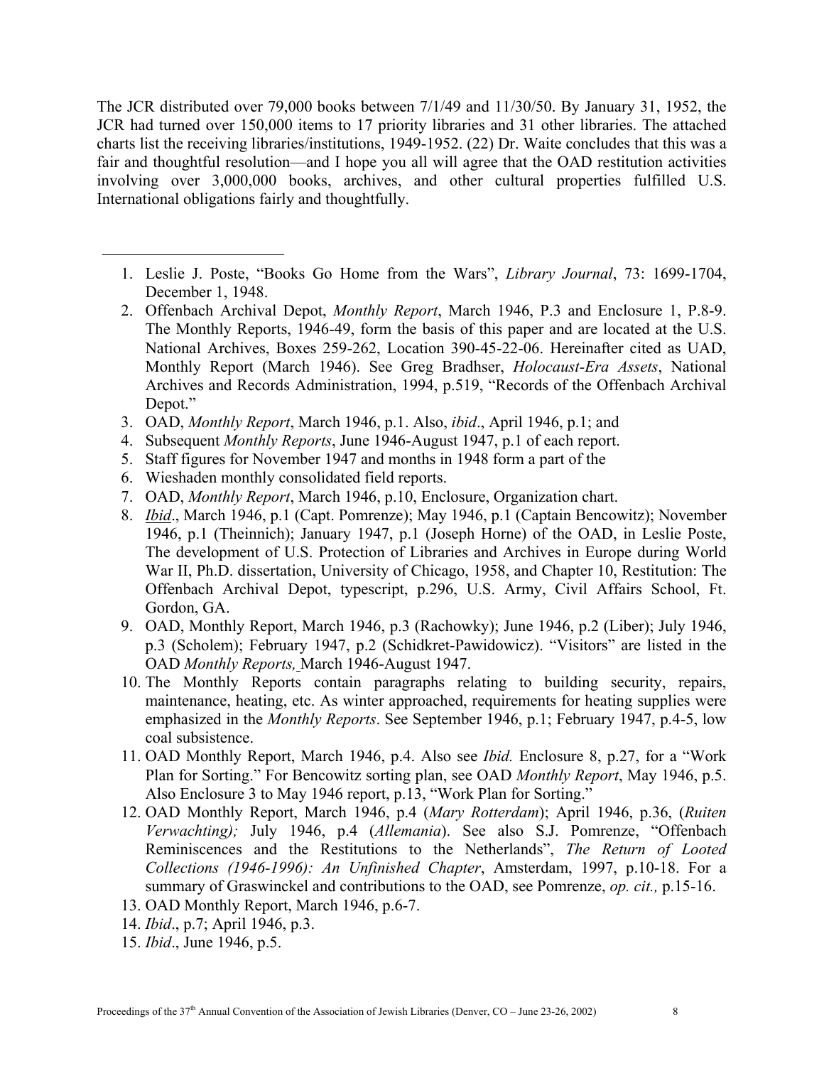The JCR distributed over 79,000 books between 7/1/49 and 11/30/50. By January 31, 1952, the JCR had turned over 150,000 items to 17 priority libraries and 31 other libraries. The attached charts list the receiving libraries/institutions, 1949-1952. (22) Dr. Waite concludes that this was a fair and thoughtful resolution—and I hope you all will agree that the OAD restitution activities involving over 3,000,000 books, archives, and other cultural properties fulfilled U.S. International obligations fairly and thoughtfully.

---

1. Leslie J. Poste, "Books Go Home from the Wars", *Library Journal*, 73: 1699-1704, December 1, 1948.
2. Offenbach Archival Depot, *Monthly Report*, March 1946, P.3 and Enclosure 1, P.8-9. The Monthly Reports, 1946-49, form the basis of this paper and are located at the U.S. National Archives, Boxes 259-262, Location 390-45-22-06. Hereinafter cited as UAD, Monthly Report (March 1946). See Greg Bradhser, *Holocaust-Era Assets*, National Archives and Records Administration, 1994, p.519, "Records of the Offenbach Archival Depot."
3. OAD, *Monthly Report*, March 1946, p.1. Also, *ibid*., April 1946, p.1; and
4. Subsequent *Monthly Reports*, June 1946-August 1947, p.1 of each report.
5. Staff figures for November 1947 and months in 1948 form a part of the
6. Wieshaden monthly consolidated field reports.
7. OAD, *Monthly Report*, March 1946, p.10, Enclosure, Organization chart.
8. *Ibid*., March 1946, p.1 (Capt. Pomrenze); May 1946, p.1 (Captain Bencowitz); November 1946, p.1 (Theinnich); January 1947, p.1 (Joseph Horne) of the OAD, in Leslie Poste, The development of U.S. Protection of Libraries and Archives in Europe during World War II, Ph.D. dissertation, University of Chicago, 1958, and Chapter 10, Restitution: The Offenbach Archival Depot, typescript, p.296, U.S. Army, Civil Affairs School, Ft. Gordon, GA.
9. OAD, Monthly Report, March 1946, p.3 (Rachowky); June 1946, p.2 (Liber); July 1946, p.3 (Scholem); February 1947, p.2 (Schidkret-Pawidowicz). "Visitors" are listed in the OAD *Monthly Reports,* March 1946-August 1947.
10. The Monthly Reports contain paragraphs relating to building security, repairs, maintenance, heating, etc. As winter approached, requirements for heating supplies were emphasized in the *Monthly Reports*. See September 1946, p.1; February 1947, p.4-5, low coal subsistence.
11. OAD Monthly Report, March 1946, p.4. Also see *Ibid.* Enclosure 8, p.27, for a "Work Plan for Sorting." For Bencowitz sorting plan, see OAD *Monthly Report*, May 1946, p.5. Also Enclosure 3 to May 1946 report, p.13, "Work Plan for Sorting."
12. OAD Monthly Report, March 1946, p.4 (*Mary Rotterdam*); April 1946, p.36, (*Ruiten Verwachting);* July 1946, p.4 (*Allemania*). See also S.J. Pomrenze, "Offenbach Reminiscences and the Restitutions to the Netherlands", *The Return of Looted Collections (1946-1996): An Unfinished Chapter*, Amsterdam, 1997, p.10-18. For a summary of Graswinckel and contributions to the OAD, see Pomrenze, *op. cit.,* p.15-16.
13. OAD Monthly Report, March 1946, p.6-7.
14. *Ibid*., p.7; April 1946, p.3.
15. *Ibid*., June 1946, p.5.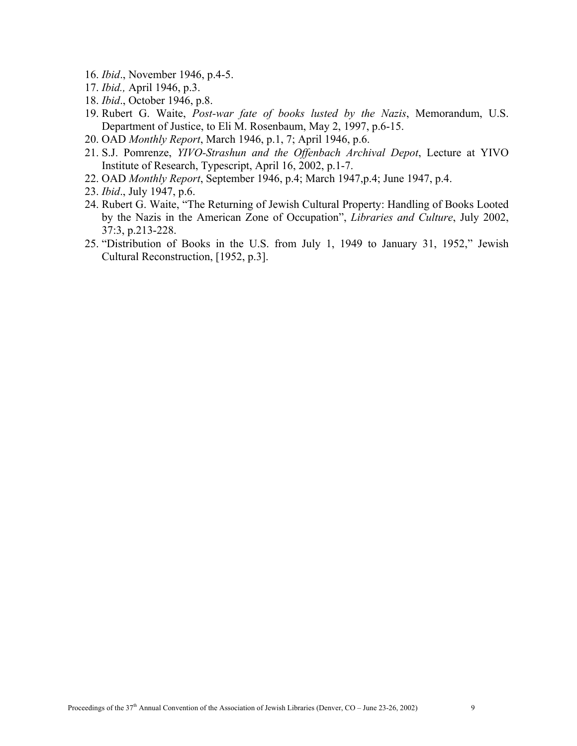16. *Ibid*., November 1946, p.4-5.
17. *Ibid.,* April 1946, p.3.
18. *Ibid*., October 1946, p.8.
19. Rubert G. Waite, *Post-war fate of books lusted by the Nazis*, Memorandum, U.S. Department of Justice, to Eli M. Rosenbaum, May 2, 1997, p.6-15.
20. OAD *Monthly Report*, March 1946, p.1, 7; April 1946, p.6.
21. S.J. Pomrenze, *YIVO-Strashun and the Offenbach Archival Depot*, Lecture at YIVO Institute of Research, Typescript, April 16, 2002, p.1-7.
22. OAD *Monthly Report*, September 1946, p.4; March 1947,p.4; June 1947, p.4.
23. *Ibid*., July 1947, p.6.
24. Rubert G. Waite, "The Returning of Jewish Cultural Property: Handling of Books Looted by the Nazis in the American Zone of Occupation", *Libraries and Culture*, July 2002, 37:3, p.213-228.
25. "Distribution of Books in the U.S. from July 1, 1949 to January 31, 1952," Jewish Cultural Reconstruction, [1952, p.3].